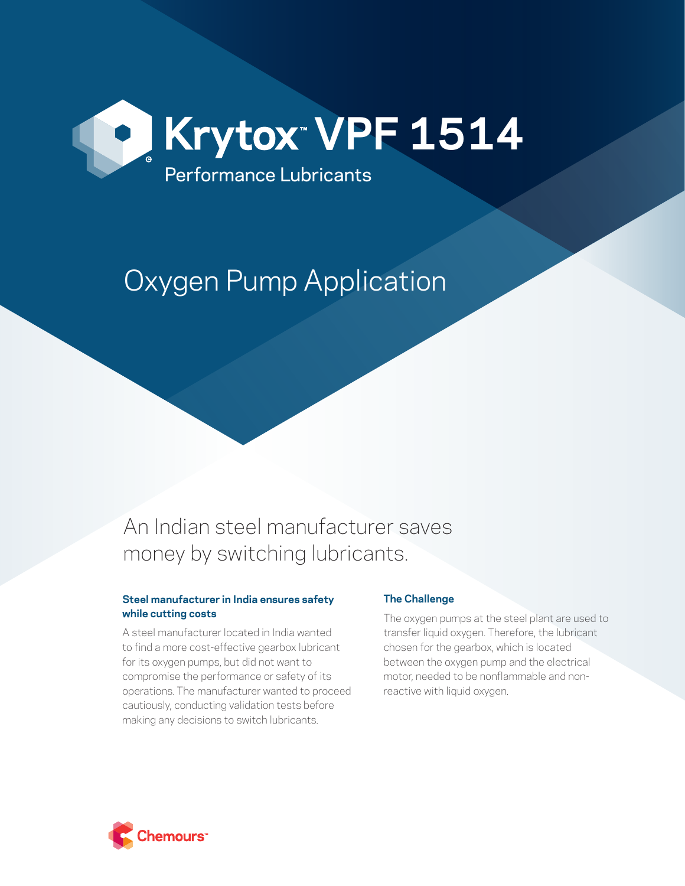# Krytox™ VPF 1514

Performance Lubricants

## Oxygen Pump Application

An Indian steel manufacturer saves money by switching lubricants.

### Steel manufacturer in India ensures safety while cutting costs

A steel manufacturer located in India wanted to find a more cost-effective gearbox lubricant for its oxygen pumps, but did not want to compromise the performance or safety of its operations. The manufacturer wanted to proceed cautiously, conducting validation tests before making any decisions to switch lubricants.

### The Challenge

The oxygen pumps at the steel plant are used to transfer liquid oxygen. Therefore, the lubricant chosen for the gearbox, which is located between the oxygen pump and the electrical motor, needed to be nonflammable and non-reactive with liquid oxygen.

Chemours™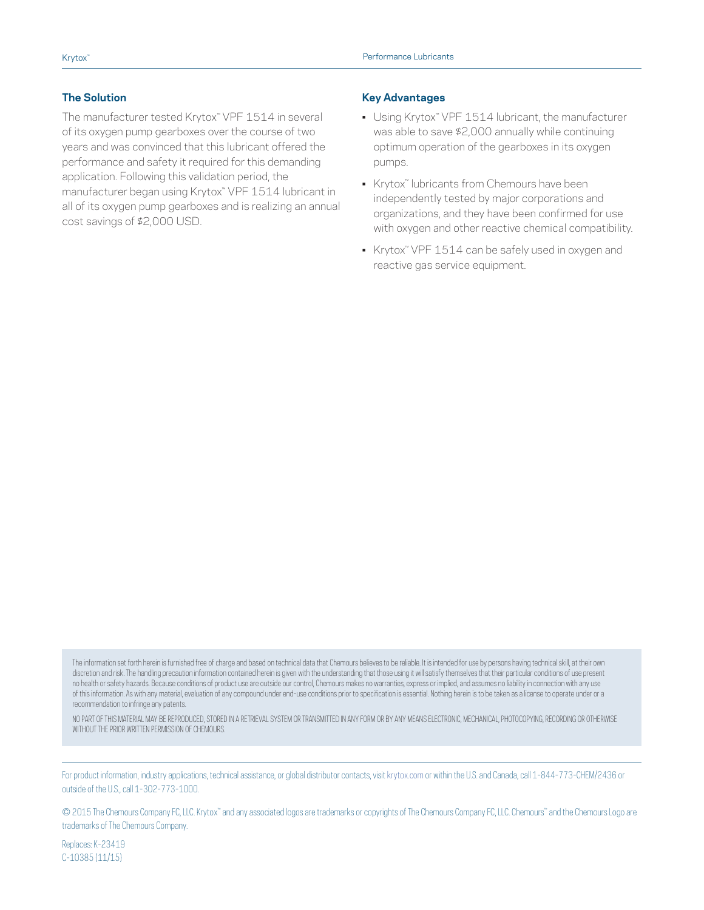## The Solution

The manufacturer tested Krytox™ VPF 1514 in several of its oxygen pump gearboxes over the course of two years and was convinced that this lubricant offered the performance and safety it required for this demanding application. Following this validation period, the manufacturer began using Krytox™ VPF 1514 lubricant in all of its oxygen pump gearboxes and is realizing an annual cost savings of $2,000 USD.

## Key Advantages

- Using Krytox™ VPF 1514 lubricant, the manufacturer was able to save $2,000 annually while continuing optimum operation of the gearboxes in its oxygen pumps.
- Krytox™ lubricants from Chemours have been independently tested by major corporations and organizations, and they have been confirmed for use with oxygen and other reactive chemical compatibility.
- Krytox™ VPF 1514 can be safely used in oxygen and reactive gas service equipment.

The information set forth herein is furnished free of charge and based on technical data that Chemours believes to be reliable. It is intended for use by persons having technical skill, at their own discretion and risk. The handling precaution information contained herein is given with the understanding that those using it will satisfy themselves that their particular conditions of use present no health or safety hazards. Because conditions of product use are outside our control, Chemours makes no warranties, express or implied, and assumes no liability in connection with any use of this information. As with any material, evaluation of any compound under end-use conditions prior to specification is essential. Nothing herein is to be taken as a license to operate under or a recommendation to infringe any patents.

NO PART OF THIS MATERIAL MAY BE REPRODUCED, STORED IN A RETRIEVAL SYSTEM OR TRANSMITTED IN ANY FORM OR BY ANY MEANS ELECTRONIC, MECHANICAL, PHOTOCOPYING, RECORDING OR OTHERWISE WITHOUT THE PRIOR WRITTEN PERMISSION OF CHEMOURS.

For product information, industry applications, technical assistance, or global distributor contacts, visit krytox.com or within the U.S. and Canada, call 1-844-773-CHEM/2436 or outside of the U.S., call 1-302-773-1000.

© 2015 The Chemours Company FC, LLC. Krytox™ and any associated logos are trademarks or copyrights of The Chemours Company FC, LLC. Chemours™ and the Chemours Logo are trademarks of The Chemours Company.

Replaces: K-23419
C-10385 (11/15)